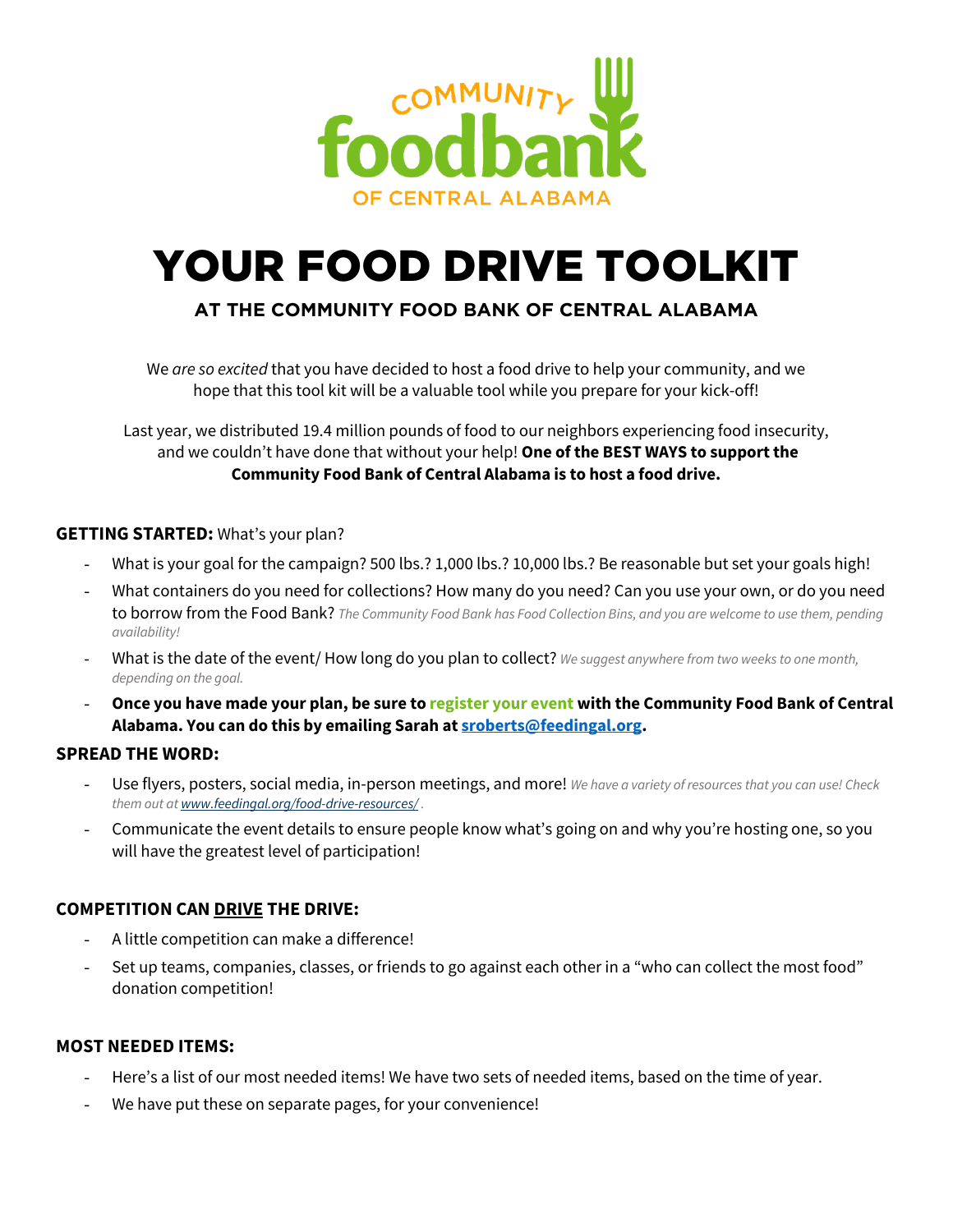COMMUNITY foodbank OF CENTRAL ALABAMA

# YOUR FOOD DRIVE TOOLKIT

### AT THE COMMUNITY FOOD BANK OF CENTRAL ALABAMA

We *are so excited* that you have decided to host a food drive to help your community, and we hope that this tool kit will be a valuable tool while you prepare for your kick-off!

Last year, we distributed 19.4 million pounds of food to our neighbors experiencing food insecurity, and we couldn't have done that without your help! **One of the BEST WAYS to support the Community Food Bank of Central Alabama is to host a food drive.**

**GETTING STARTED:** What's your plan?

- What is your goal for the campaign? 500 lbs.? 1,000 lbs.? 10,000 lbs.? Be reasonable but set your goals high!
- What containers do you need for collections? How many do you need? Can you use your own, or do you need to borrow from the Food Bank? *The Community Food Bank has Food Collection Bins, and you are welcome to use them, pending availability!*
- What is the date of the event/ How long do you plan to collect? *We suggest anywhere from two weeks to one month, depending on the goal.*
- **Once you have made your plan, be sure to register your event with the Community Food Bank of Central Alabama. You can do this by emailing Sarah at [sroberts@feedingal.org](mailto:sroberts@feedingal.org).**

**SPREAD THE WORD:**

- Use flyers, posters, social media, in-person meetings, and more! *We have a variety of resources that you can use! Check them out at [www.feedingal.org/food-drive-resources/](http://www.feedingal.org/food-drive-resources/) .*
- Communicate the event details to ensure people know what's going on and why you're hosting one, so you will have the greatest level of participation!

**COMPETITION CAN DRIVE THE DRIVE:**

- A little competition can make a difference!
- Set up teams, companies, classes, or friends to go against each other in a "who can collect the most food" donation competition!

**MOST NEEDED ITEMS:**

- Here's a list of our most needed items! We have two sets of needed items, based on the time of year.
- We have put these on separate pages, for your convenience!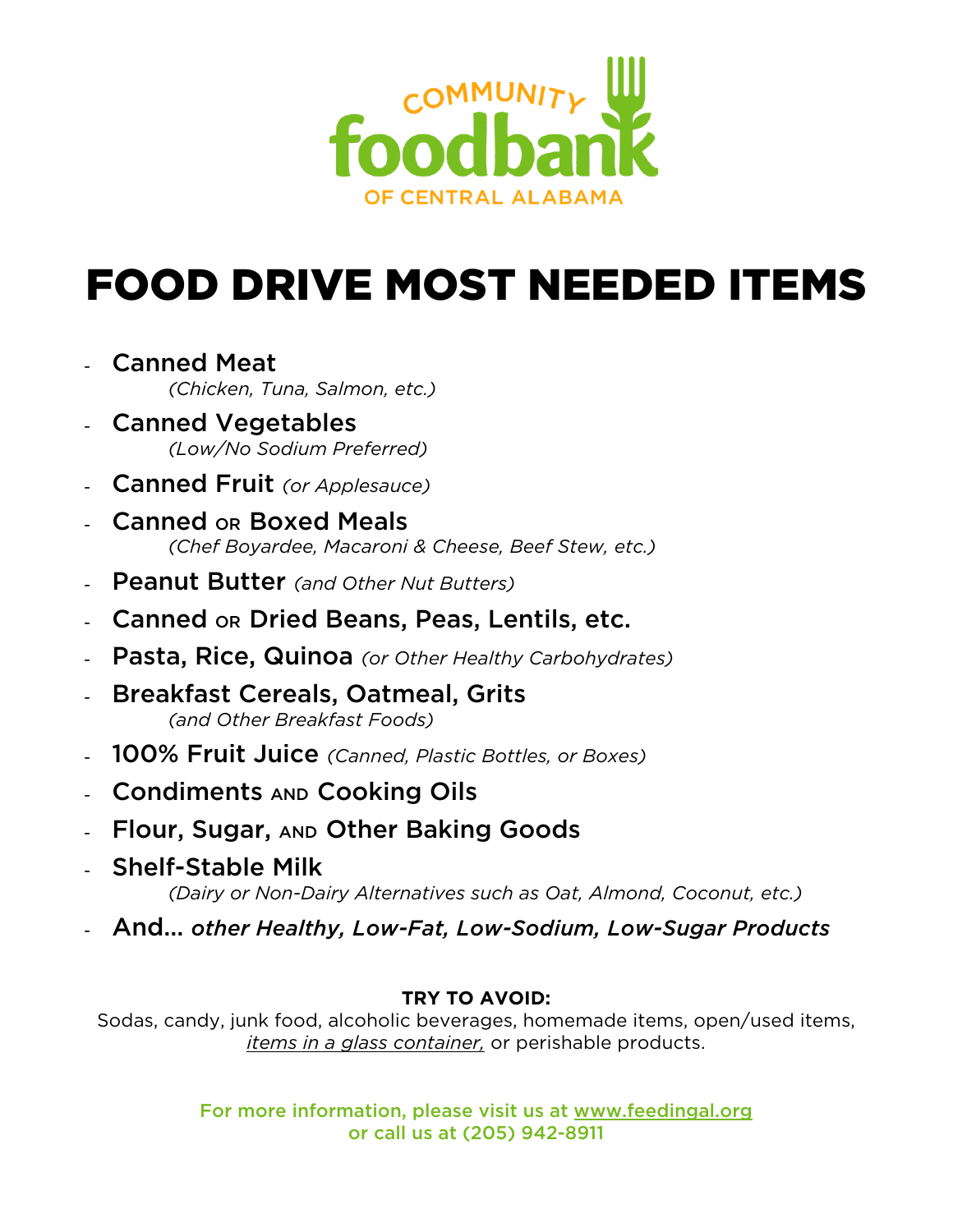COMMUNITY foodbank OF CENTRAL ALABAMA

# FOOD DRIVE MOST NEEDED ITEMS

- **Canned Meat**
  *(Chicken, Tuna, Salmon, etc.)*
- **Canned Vegetables**
  *(Low/No Sodium Preferred)*
- **Canned Fruit** *(or Applesauce)*
- **Canned OR Boxed Meals**
  *(Chef Boyardee, Macaroni & Cheese, Beef Stew, etc.)*
- **Peanut Butter** *(and Other Nut Butters)*
- **Canned OR Dried Beans, Peas, Lentils, etc.**
- **Pasta, Rice, Quinoa** *(or Other Healthy Carbohydrates)*
- **Breakfast Cereals, Oatmeal, Grits**
  *(and Other Breakfast Foods)*
- **100% Fruit Juice** *(Canned, Plastic Bottles, or Boxes)*
- **Condiments AND Cooking Oils**
- **Flour, Sugar, AND Other Baking Goods**
- **Shelf-Stable Milk**
  *(Dairy or Non-Dairy Alternatives such as Oat, Almond, Coconut, etc.)*
- **And…** ***other Healthy, Low-Fat, Low-Sodium, Low-Sugar Products***

**TRY TO AVOID:**
Sodas, candy, junk food, alcoholic beverages, homemade items, open/used items, *items in a glass container,* or perishable products.

For more information, please visit us at www.feedingal.org
or call us at (205) 942-8911